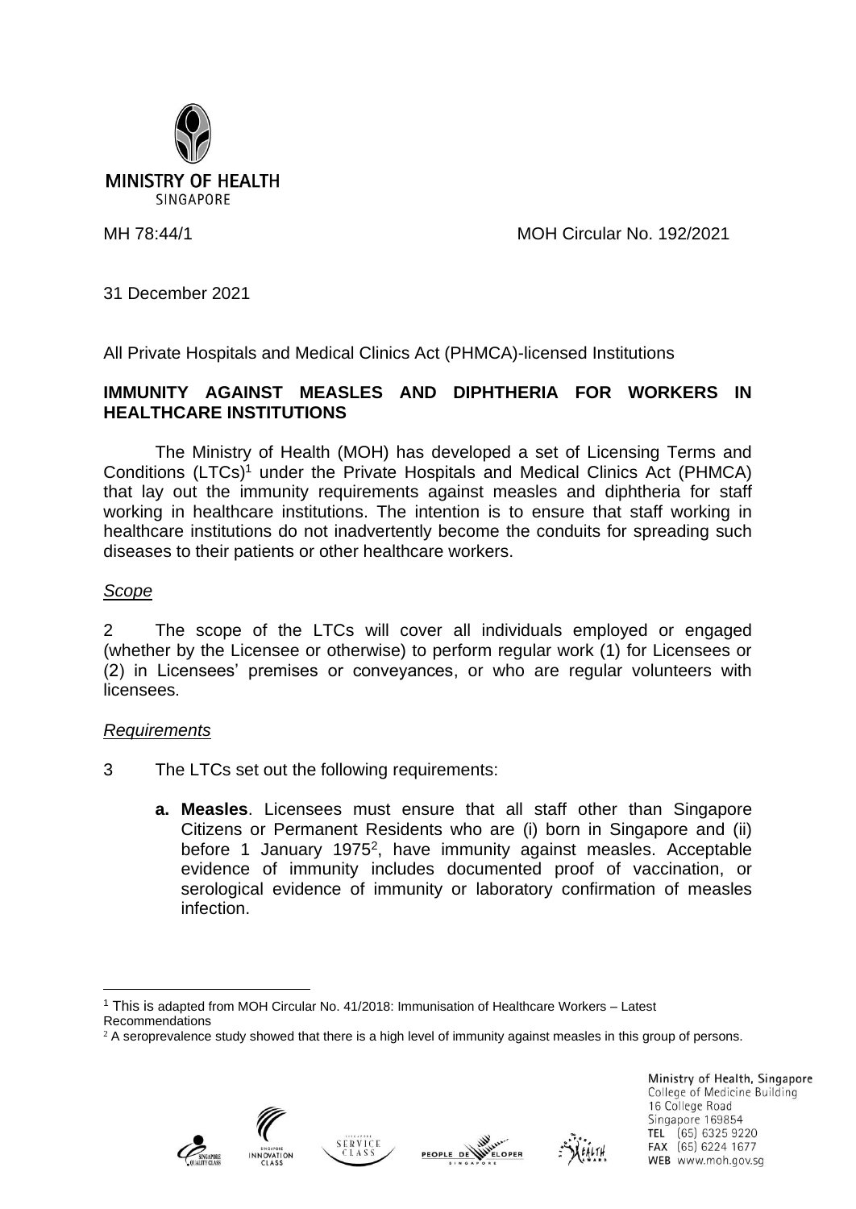MINISTRY OF HEALTH
SINGAPORE

MH 78:44/1 MOH Circular No. 192/2021

31 December 2021

All Private Hospitals and Medical Clinics Act (PHMCA)-licensed Institutions

**IMMUNITY AGAINST MEASLES AND DIPHTHERIA FOR WORKERS IN HEALTHCARE INSTITUTIONS**

The Ministry of Health (MOH) has developed a set of Licensing Terms and Conditions (LTCs)[1] under the Private Hospitals and Medical Clinics Act (PHMCA) that lay out the immunity requirements against measles and diphtheria for staff working in healthcare institutions. The intention is to ensure that staff working in healthcare institutions do not inadvertently become the conduits for spreading such diseases to their patients or other healthcare workers.

*Scope*

2 The scope of the LTCs will cover all individuals employed or engaged (whether by the Licensee or otherwise) to perform regular work (1) for Licensees or (2) in Licensees' premises or conveyances, or who are regular volunteers with licensees.

*Requirements*

3 The LTCs set out the following requirements:

**a. Measles**. Licensees must ensure that all staff other than Singapore Citizens or Permanent Residents who are (i) born in Singapore and (ii) before 1 January 1975[2], have immunity against measles. Acceptable evidence of immunity includes documented proof of vaccination, or serological evidence of immunity or laboratory confirmation of measles infection.

---

[1] This is adapted from MOH Circular No. 41/2018: Immunisation of Healthcare Workers – Latest Recommendations

[2] A seroprevalence study showed that there is a high level of immunity against measles in this group of persons.

Ministry of Health, Singapore
College of Medicine Building
16 College Road
Singapore 169854
TEL (65) 6325 9220
FAX (65) 6224 1677
WEB www.moh.gov.sg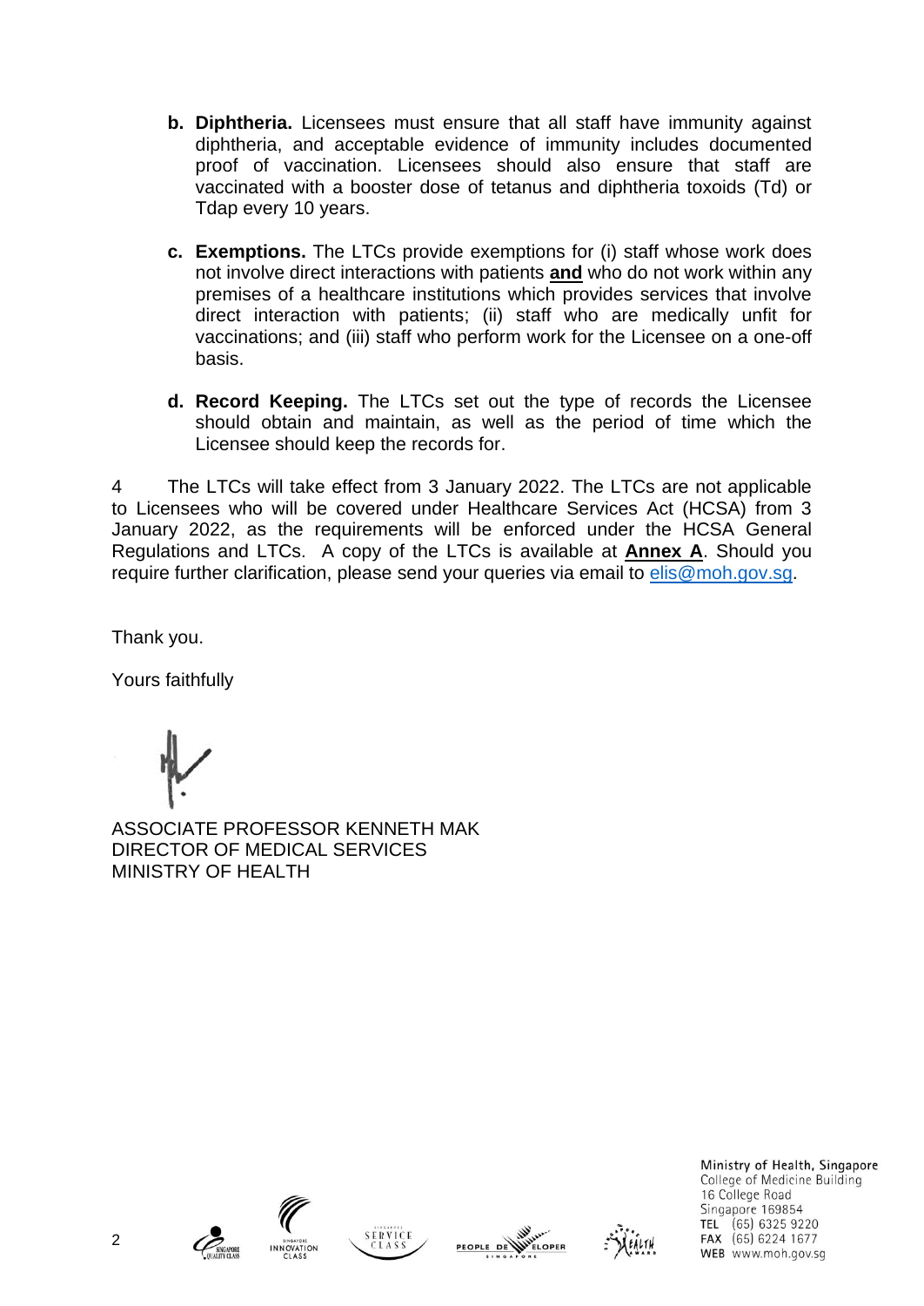- **b. Diphtheria.** Licensees must ensure that all staff have immunity against diphtheria, and acceptable evidence of immunity includes documented proof of vaccination. Licensees should also ensure that staff are vaccinated with a booster dose of tetanus and diphtheria toxoids (Td) or Tdap every 10 years.

- **c. Exemptions.** The LTCs provide exemptions for (i) staff whose work does not involve direct interactions with patients **and** who do not work within any premises of a healthcare institutions which provides services that involve direct interaction with patients; (ii) staff who are medically unfit for vaccinations; and (iii) staff who perform work for the Licensee on a one-off basis.

- **d. Record Keeping.** The LTCs set out the type of records the Licensee should obtain and maintain, as well as the period of time which the Licensee should keep the records for.

4 The LTCs will take effect from 3 January 2022. The LTCs are not applicable to Licensees who will be covered under Healthcare Services Act (HCSA) from 3 January 2022, as the requirements will be enforced under the HCSA General Regulations and LTCs. A copy of the LTCs is available at **Annex A**. Should you require further clarification, please send your queries via email to elis@moh.gov.sg.

Thank you.

Yours faithfully

ASSOCIATE PROFESSOR KENNETH MAK
DIRECTOR OF MEDICAL SERVICES
MINISTRY OF HEALTH

Ministry of Health, Singapore
College of Medicine Building
16 College Road
Singapore 169854
TEL (65) 6325 9220
FAX (65) 6224 1677
WEB www.moh.gov.sg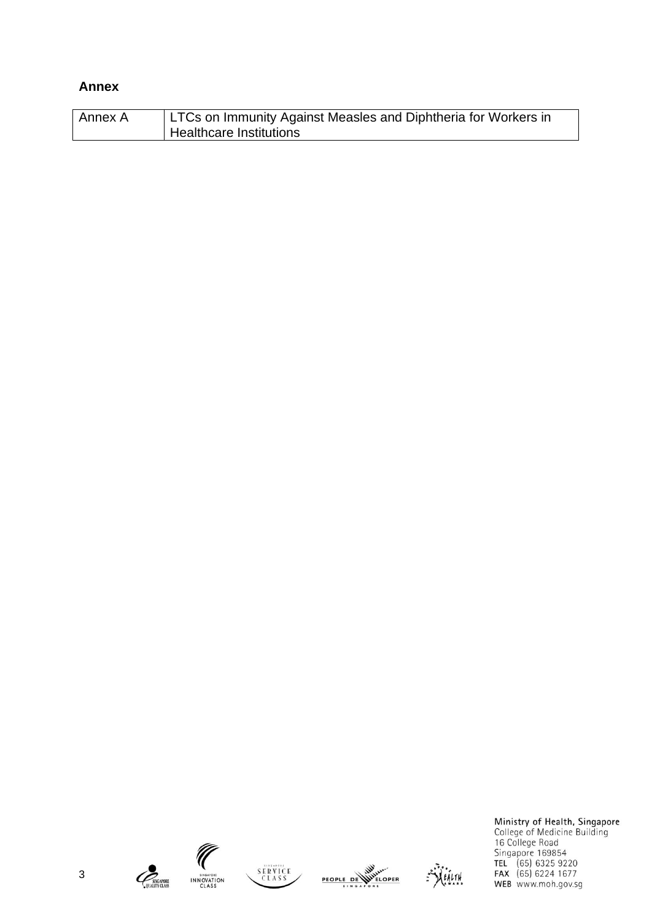**Annex**

| | |
|---|---|
| Annex A | LTCs on Immunity Against Measles and Diphtheria for Workers in Healthcare Institutions |

Ministry of Health, Singapore
College of Medicine Building
16 College Road
Singapore 169854
TEL (65) 6325 9220
FAX (65) 6224 1677
WEB www.moh.gov.sg